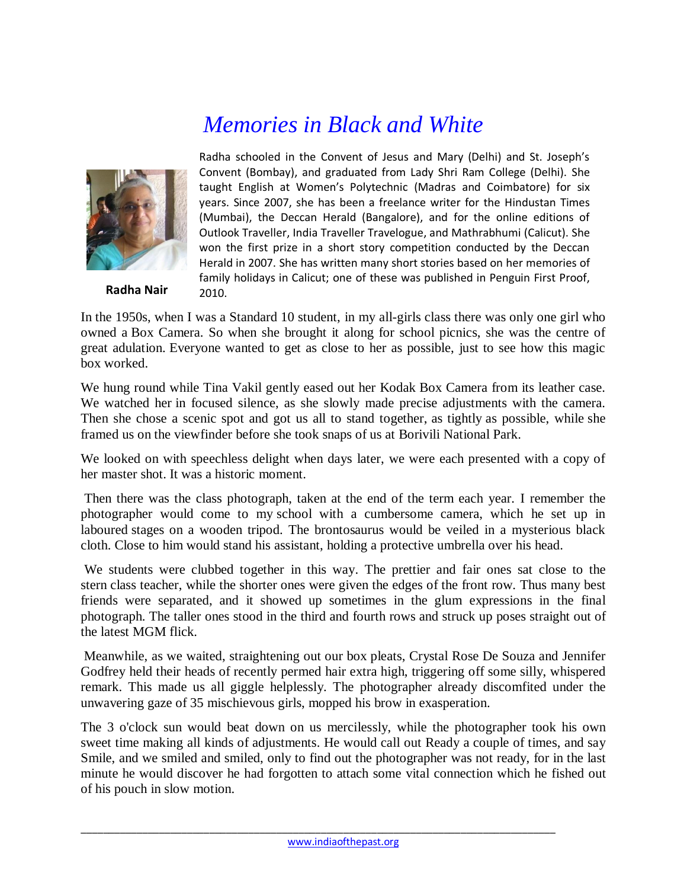# *Memories in Black and White*

**Radha Nair**

Radha schooled in the Convent of Jesus and Mary (Delhi) and St. Joseph's Convent (Bombay), and graduated from Lady Shri Ram College (Delhi). She taught English at Women's Polytechnic (Madras and Coimbatore) for six years. Since 2007, she has been a freelance writer for the Hindustan Times (Mumbai), the Deccan Herald (Bangalore), and for the online editions of Outlook Traveller, India Traveller Travelogue, and Mathrabhumi (Calicut). She won the first prize in a short story competition conducted by the Deccan Herald in 2007. She has written many short stories based on her memories of family holidays in Calicut; one of these was published in Penguin First Proof, 2010.

In the 1950s, when I was a Standard 10 student, in my all-girls class there was only one girl who owned a Box Camera. So when she brought it along for school picnics, she was the centre of great adulation. Everyone wanted to get as close to her as possible, just to see how this magic box worked.

We hung round while Tina Vakil gently eased out her Kodak Box Camera from its leather case. We watched her in focused silence, as she slowly made precise adjustments with the camera. Then she chose a scenic spot and got us all to stand together, as tightly as possible, while she framed us on the viewfinder before she took snaps of us at Borivili National Park.

We looked on with speechless delight when days later, we were each presented with a copy of her master shot. It was a historic moment.

Then there was the class photograph, taken at the end of the term each year. I remember the photographer would come to my school with a cumbersome camera, which he set up in laboured stages on a wooden tripod. The brontosaurus would be veiled in a mysterious black cloth. Close to him would stand his assistant, holding a protective umbrella over his head.

We students were clubbed together in this way. The prettier and fair ones sat close to the stern class teacher, while the shorter ones were given the edges of the front row. Thus many best friends were separated, and it showed up sometimes in the glum expressions in the final photograph. The taller ones stood in the third and fourth rows and struck up poses straight out of the latest MGM flick.

Meanwhile, as we waited, straightening out our box pleats, Crystal Rose De Souza and Jennifer Godfrey held their heads of recently permed hair extra high, triggering off some silly, whispered remark. This made us all giggle helplessly. The photographer already discomfited under the unwavering gaze of 35 mischievous girls, mopped his brow in exasperation.

The 3 o'clock sun would beat down on us mercilessly, while the photographer took his own sweet time making all kinds of adjustments. He would call out Ready a couple of times, and say Smile, and we smiled and smiled, only to find out the photographer was not ready, for in the last minute he would discover he had forgotten to attach some vital connection which he fished out of his pouch in slow motion.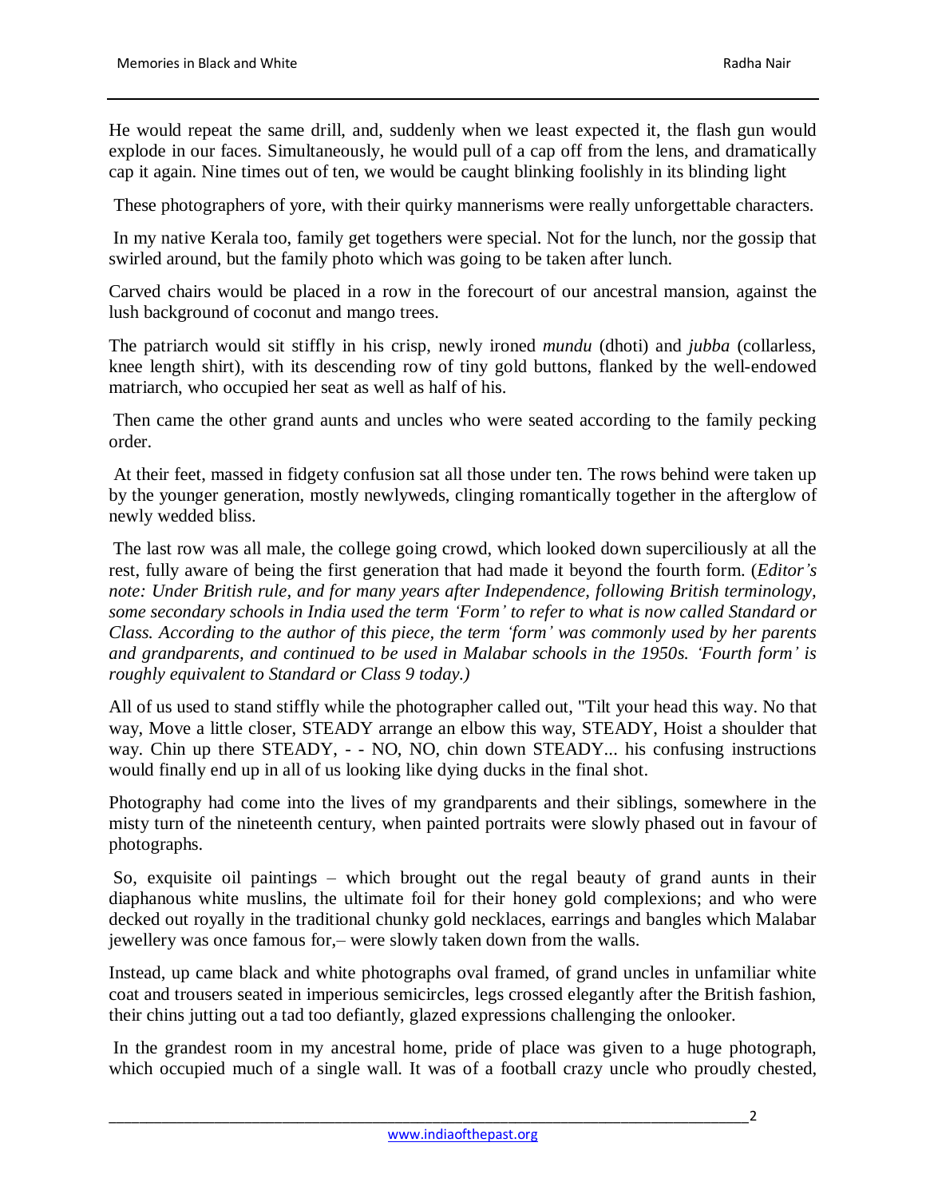He would repeat the same drill, and, suddenly when we least expected it, the flash gun would explode in our faces. Simultaneously, he would pull of a cap off from the lens, and dramatically cap it again. Nine times out of ten, we would be caught blinking foolishly in its blinding light

These photographers of yore, with their quirky mannerisms were really unforgettable characters.

In my native Kerala too, family get togethers were special. Not for the lunch, nor the gossip that swirled around, but the family photo which was going to be taken after lunch.

Carved chairs would be placed in a row in the forecourt of our ancestral mansion, against the lush background of coconut and mango trees.

The patriarch would sit stiffly in his crisp, newly ironed *mundu* (dhoti) and *jubba* (collarless, knee length shirt), with its descending row of tiny gold buttons, flanked by the well-endowed matriarch, who occupied her seat as well as half of his.

Then came the other grand aunts and uncles who were seated according to the family pecking order.

At their feet, massed in fidgety confusion sat all those under ten. The rows behind were taken up by the younger generation, mostly newlyweds, clinging romantically together in the afterglow of newly wedded bliss.

The last row was all male, the college going crowd, which looked down superciliously at all the rest, fully aware of being the first generation that had made it beyond the fourth form. (*Editor's note: Under British rule, and for many years after Independence, following British terminology, some secondary schools in India used the term 'Form' to refer to what is now called Standard or Class. According to the author of this piece, the term 'form' was commonly used by her parents and grandparents, and continued to be used in Malabar schools in the 1950s. 'Fourth form' is roughly equivalent to Standard or Class 9 today.)*

All of us used to stand stiffly while the photographer called out, "Tilt your head this way. No that way, Move a little closer, STEADY arrange an elbow this way, STEADY, Hoist a shoulder that way. Chin up there STEADY, - - NO, NO, chin down STEADY... his confusing instructions would finally end up in all of us looking like dying ducks in the final shot.

Photography had come into the lives of my grandparents and their siblings, somewhere in the misty turn of the nineteenth century, when painted portraits were slowly phased out in favour of photographs.

So, exquisite oil paintings – which brought out the regal beauty of grand aunts in their diaphanous white muslins, the ultimate foil for their honey gold complexions; and who were decked out royally in the traditional chunky gold necklaces, earrings and bangles which Malabar jewellery was once famous for,– were slowly taken down from the walls.

Instead, up came black and white photographs oval framed, of grand uncles in unfamiliar white coat and trousers seated in imperious semicircles, legs crossed elegantly after the British fashion, their chins jutting out a tad too defiantly, glazed expressions challenging the onlooker.

In the grandest room in my ancestral home, pride of place was given to a huge photograph, which occupied much of a single wall. It was of a football crazy uncle who proudly chested,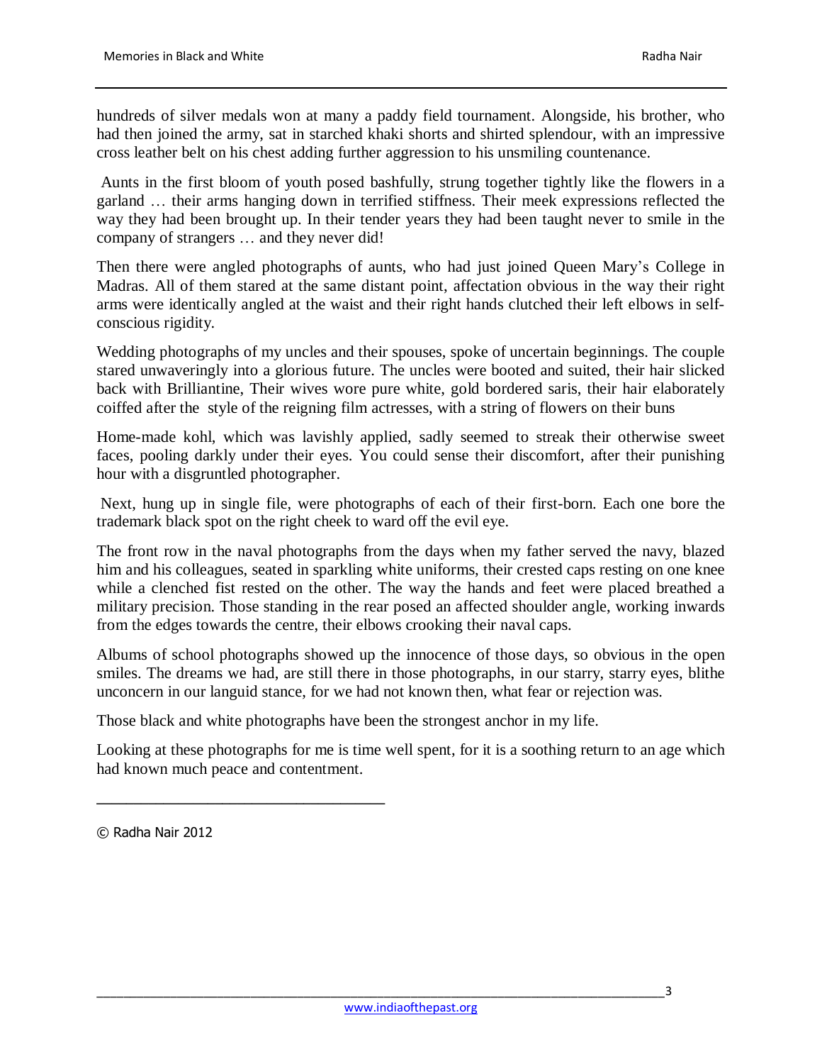hundreds of silver medals won at many a paddy field tournament. Alongside, his brother, who had then joined the army, sat in starched khaki shorts and shirted splendour, with an impressive cross leather belt on his chest adding further aggression to his unsmiling countenance.

Aunts in the first bloom of youth posed bashfully, strung together tightly like the flowers in a garland … their arms hanging down in terrified stiffness. Their meek expressions reflected the way they had been brought up. In their tender years they had been taught never to smile in the company of strangers … and they never did!

Then there were angled photographs of aunts, who had just joined Queen Mary's College in Madras. All of them stared at the same distant point, affectation obvious in the way their right arms were identically angled at the waist and their right hands clutched their left elbows in self-conscious rigidity.

Wedding photographs of my uncles and their spouses, spoke of uncertain beginnings. The couple stared unwaveringly into a glorious future. The uncles were booted and suited, their hair slicked back with Brilliantine, Their wives wore pure white, gold bordered saris, their hair elaborately coiffed after the style of the reigning film actresses, with a string of flowers on their buns

Home-made kohl, which was lavishly applied, sadly seemed to streak their otherwise sweet faces, pooling darkly under their eyes. You could sense their discomfort, after their punishing hour with a disgruntled photographer.

Next, hung up in single file, were photographs of each of their first-born. Each one bore the trademark black spot on the right cheek to ward off the evil eye.

The front row in the naval photographs from the days when my father served the navy, blazed him and his colleagues, seated in sparkling white uniforms, their crested caps resting on one knee while a clenched fist rested on the other. The way the hands and feet were placed breathed a military precision. Those standing in the rear posed an affected shoulder angle, working inwards from the edges towards the centre, their elbows crooking their naval caps.

Albums of school photographs showed up the innocence of those days, so obvious in the open smiles. The dreams we had, are still there in those photographs, in our starry, starry eyes, blithe unconcern in our languid stance, for we had not known then, what fear or rejection was.

Those black and white photographs have been the strongest anchor in my life.

Looking at these photographs for me is time well spent, for it is a soothing return to an age which had known much peace and contentment.

---

© Radha Nair 2012